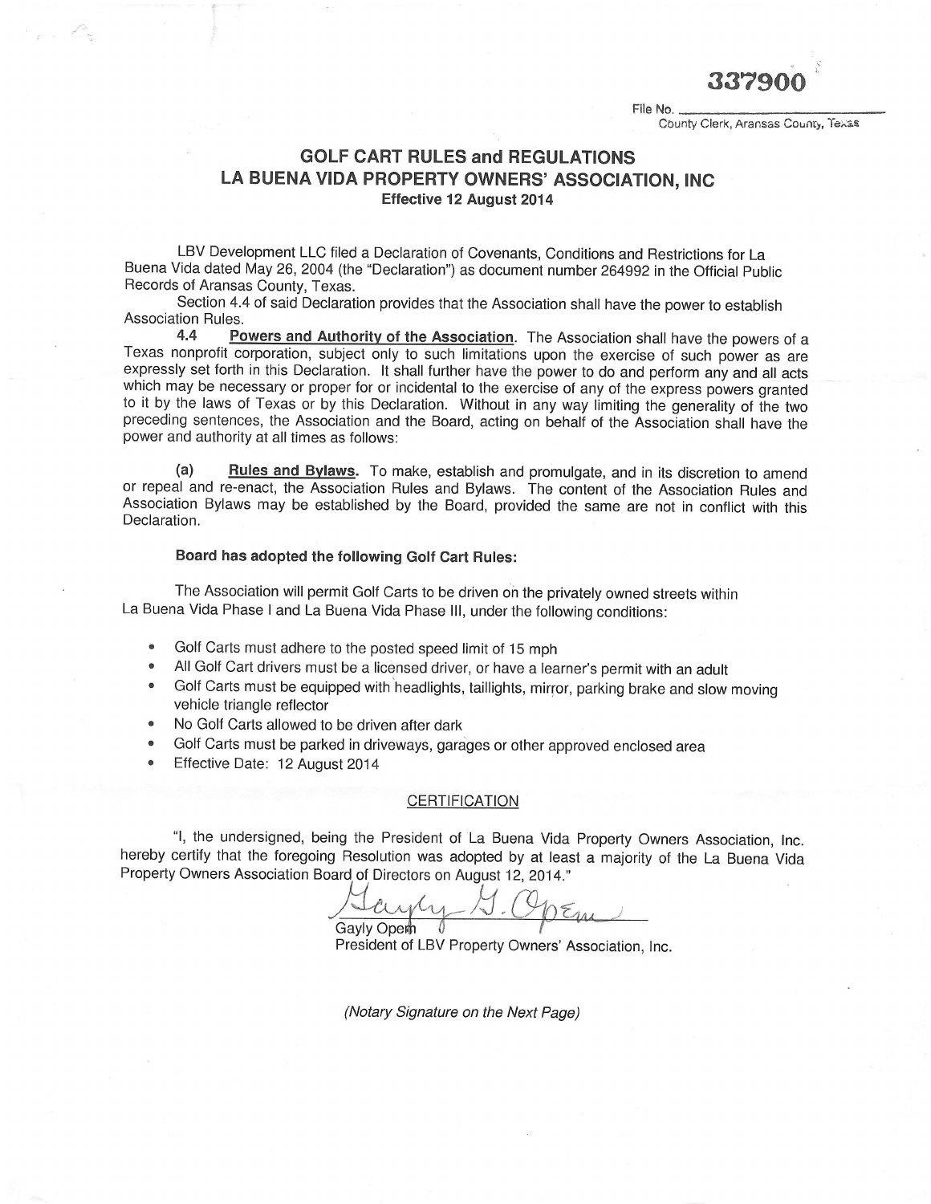**337900**

File No. ______________________
County Clerk, Aransas County, Texas

## GOLF CART RULES and REGULATIONS
## LA BUENA VIDA PROPERTY OWNERS' ASSOCIATION, INC
**Effective 12 August 2014**

LBV Development LLC filed a Declaration of Covenants, Conditions and Restrictions for La Buena Vida dated May 26, 2004 (the "Declaration") as document number 264992 in the Official Public Records of Aransas County, Texas.

Section 4.4 of said Declaration provides that the Association shall have the power to establish Association Rules.

**4.4 Powers and Authority of the Association**. The Association shall have the powers of a Texas nonprofit corporation, subject only to such limitations upon the exercise of such power as are expressly set forth in this Declaration. It shall further have the power to do and perform any and all acts which may be necessary or proper for or incidental to the exercise of any of the express powers granted to it by the laws of Texas or by this Declaration. Without in any way limiting the generality of the two preceding sentences, the Association and the Board, acting on behalf of the Association shall have the power and authority at all times as follows:

**(a) Rules and Bylaws**. To make, establish and promulgate, and in its discretion to amend or repeal and re-enact, the Association Rules and Bylaws. The content of the Association Rules and Association Bylaws may be established by the Board, provided the same are not in conflict with this Declaration.

**Board has adopted the following Golf Cart Rules:**

The Association will permit Golf Carts to be driven on the privately owned streets within La Buena Vida Phase I and La Buena Vida Phase III, under the following conditions:

- Golf Carts must adhere to the posted speed limit of 15 mph
- All Golf Cart drivers must be a licensed driver, or have a learner's permit with an adult
- Golf Carts must be equipped with headlights, taillights, mirror, parking brake and slow moving vehicle triangle reflector
- No Golf Carts allowed to be driven after dark
- Golf Carts must be parked in driveways, garages or other approved enclosed area
- Effective Date: 12 August 2014

CERTIFICATION

"I, the undersigned, being the President of La Buena Vida Property Owners Association, Inc. hereby certify that the foregoing Resolution was adopted by at least a majority of the La Buena Vida Property Owners Association Board of Directors on August 12, 2014."

Gayly G. Opem

Gayly Opem
President of LBV Property Owners' Association, Inc.

*(Notary Signature on the Next Page)*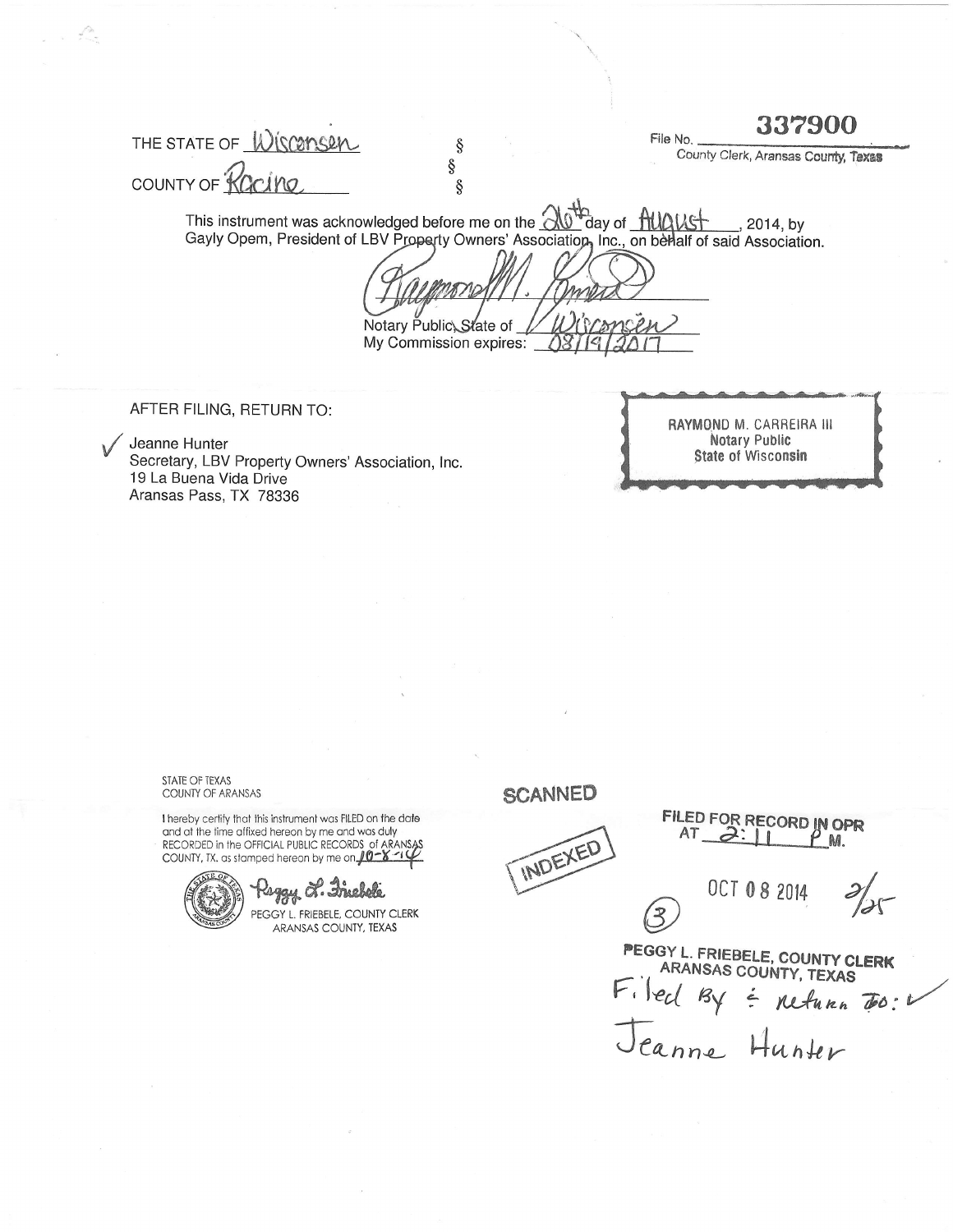THE STATE OF Wisconsen §

§

COUNTY OF Racine §

File No. **337900**

County Clerk, Aransas County, Texas

This instrument was acknowledged before me on the 26th day of August, 2014, by Gayly Opem, President of LBV Property Owners' Association, Inc., on behalf of said Association.

Raymond M. Carreira

Notary Public, State of Wisconsin

My Commission expires: 08/19/2017

RAYMOND M. CARREIRA III
Notary Public
State of Wisconsin

AFTER FILING, RETURN TO:

✓ Jeanne Hunter
Secretary, LBV Property Owners' Association, Inc.
19 La Buena Vida Drive
Aransas Pass, TX 78336

STATE OF TEXAS
COUNTY OF ARANSAS

I hereby certify that this instrument was FILED on the date and at the time affixed hereon by me and was duly RECORDED in the OFFICIAL PUBLIC RECORDS of ARANSAS COUNTY, TX. as stamped hereon by me on 10-8-14

Peggy L. Friebele
PEGGY L. FRIEBELE, COUNTY CLERK
ARANSAS COUNTY, TEXAS

SCANNED

INDEXED

FILED FOR RECORD IN OPR
AT 2:11 P M.

OCT 08 2014 2/25

(3)

PEGGY L. FRIEBELE, COUNTY CLERK
ARANSAS COUNTY, TEXAS

Filed By & return To: ✓
Jeanne Hunter